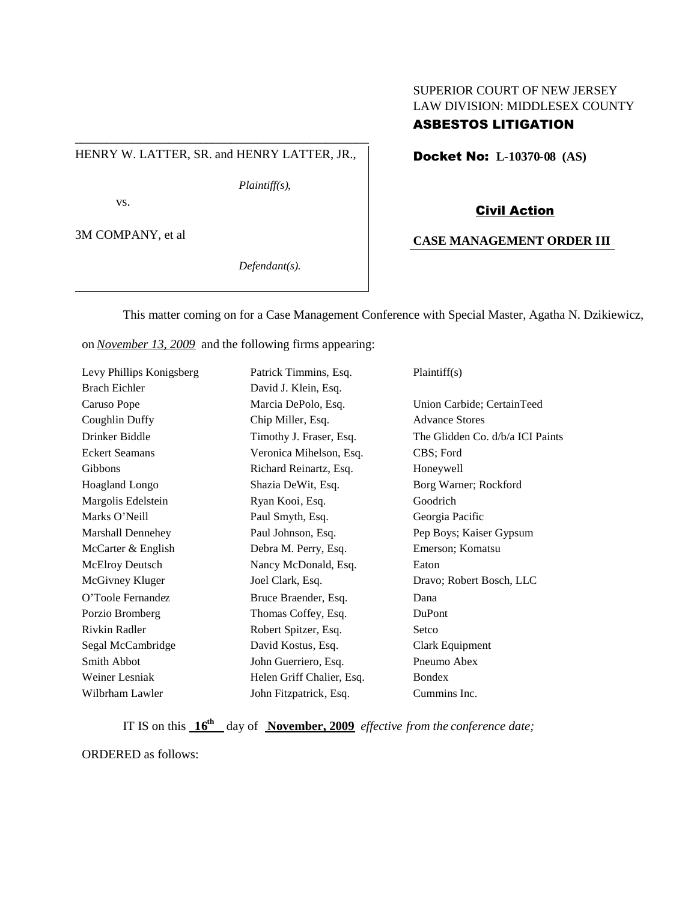SUPERIOR COURT OF NEW JERSEY
LAW DIVISION: MIDDLESEX COUNTY
**ASBESTOS LITIGATION**

HENRY W. LATTER, SR. and HENRY LATTER, JR.,

*Plaintiff(s),*

vs.

3M COMPANY, et al

*Defendant(s).*

**Docket No: L-10370-08 (AS)**

**Civil Action**

**CASE MANAGEMENT ORDER III**

This matter coming on for a Case Management Conference with Special Master, Agatha N. Dzikiewicz, on *November 13, 2009* and the following firms appearing:

| | | |
|---|---|---|
| Levy Phillips Konigsberg | Patrick Timmins, Esq. | Plaintiff(s) |
| Brach Eichler | David J. Klein, Esq. | |
| Caruso Pope | Marcia DePolo, Esq. | Union Carbide; CertainTeed |
| Coughlin Duffy | Chip Miller, Esq. | Advance Stores |
| Drinker Biddle | Timothy J. Fraser, Esq. | The Glidden Co. d/b/a ICI Paints |
| Eckert Seamans | Veronica Mihelson, Esq. | CBS; Ford |
| Gibbons | Richard Reinartz, Esq. | Honeywell |
| Hoagland Longo | Shazia DeWit, Esq. | Borg Warner; Rockford |
| Margolis Edelstein | Ryan Kooi, Esq. | Goodrich |
| Marks O'Neill | Paul Smyth, Esq. | Georgia Pacific |
| Marshall Dennehey | Paul Johnson, Esq. | Pep Boys; Kaiser Gypsum |
| McCarter & English | Debra M. Perry, Esq. | Emerson; Komatsu |
| McElroy Deutsch | Nancy McDonald, Esq. | Eaton |
| McGivney Kluger | Joel Clark, Esq. | Dravo; Robert Bosch, LLC |
| O'Toole Fernandez | Bruce Braender, Esq. | Dana |
| Porzio Bromberg | Thomas Coffey, Esq. | DuPont |
| Rivkin Radler | Robert Spitzer, Esq. | Setco |
| Segal McCambridge | David Kostus, Esq. | Clark Equipment |
| Smith Abbot | John Guerriero, Esq. | Pneumo Abex |
| Weiner Lesniak | Helen Griff Chalier, Esq. | Bondex |
| Wilbrham Lawler | John Fitzpatrick, Esq. | Cummins Inc. |

IT IS on this **16th** day of **November, 2009** *effective from the conference date;*

ORDERED as follows: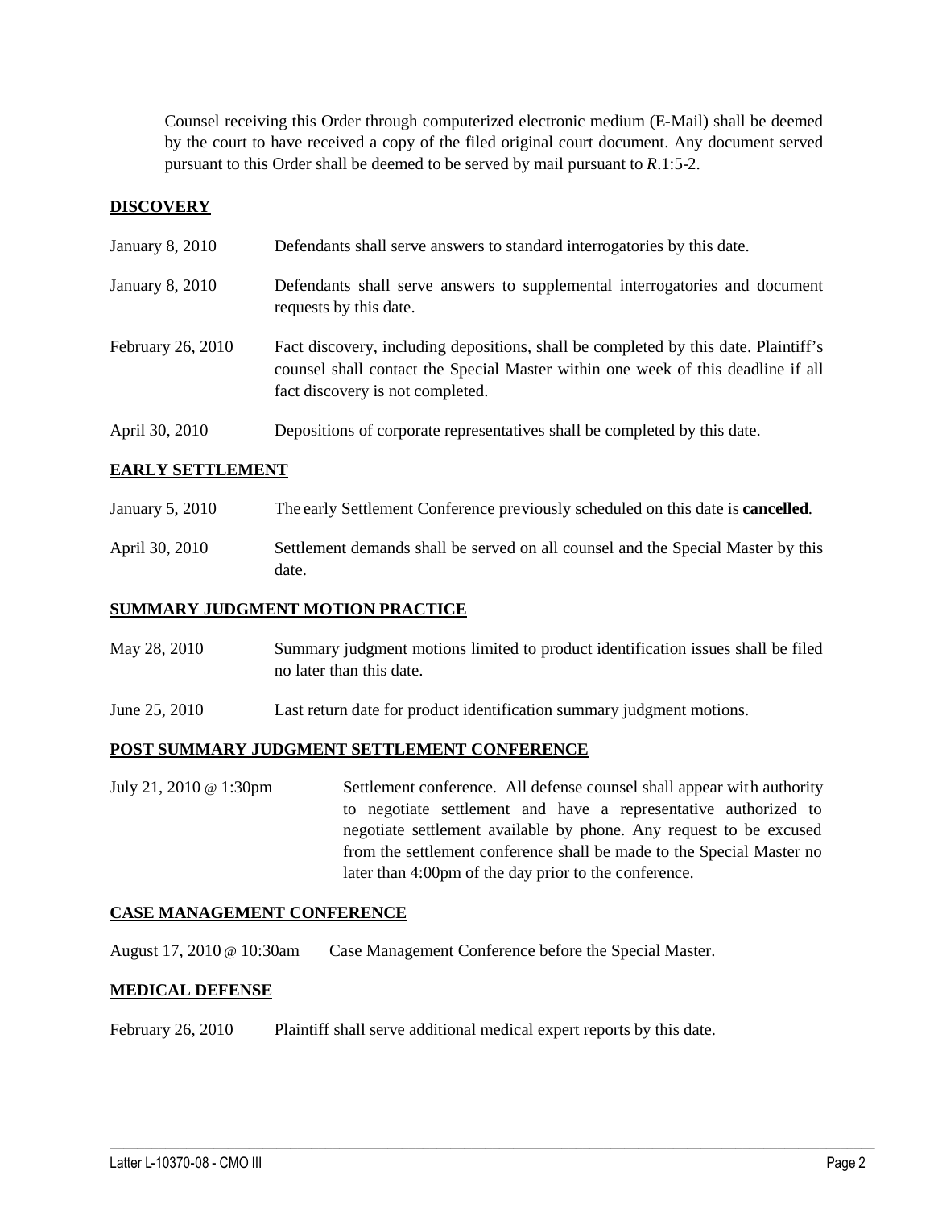Counsel receiving this Order through computerized electronic medium (E-Mail) shall be deemed by the court to have received a copy of the filed original court document. Any document served pursuant to this Order shall be deemed to be served by mail pursuant to *R*.1:5-2.

**DISCOVERY**

| | |
|---|---|
| January 8, 2010 | Defendants shall serve answers to standard interrogatories by this date. |
| January 8, 2010 | Defendants shall serve answers to supplemental interrogatories and document requests by this date. |
| February 26, 2010 | Fact discovery, including depositions, shall be completed by this date. Plaintiff's counsel shall contact the Special Master within one week of this deadline if all fact discovery is not completed. |
| April 30, 2010 | Depositions of corporate representatives shall be completed by this date. |

**EARLY SETTLEMENT**

| | |
|---|---|
| January 5, 2010 | The early Settlement Conference previously scheduled on this date is **cancelled**. |
| April 30, 2010 | Settlement demands shall be served on all counsel and the Special Master by this date. |

**SUMMARY JUDGMENT MOTION PRACTICE**

| | |
|---|---|
| May 28, 2010 | Summary judgment motions limited to product identification issues shall be filed no later than this date. |
| June 25, 2010 | Last return date for product identification summary judgment motions. |

**POST SUMMARY JUDGMENT SETTLEMENT CONFERENCE**

| | |
|---|---|
| July 21, 2010 @ 1:30pm | Settlement conference. All defense counsel shall appear with authority to negotiate settlement and have a representative authorized to negotiate settlement available by phone. Any request to be excused from the settlement conference shall be made to the Special Master no later than 4:00pm of the day prior to the conference. |

**CASE MANAGEMENT CONFERENCE**

| | |
|---|---|
| August 17, 2010 @ 10:30am | Case Management Conference before the Special Master. |

**MEDICAL DEFENSE**

| | |
|---|---|
| February 26, 2010 | Plaintiff shall serve additional medical expert reports by this date. |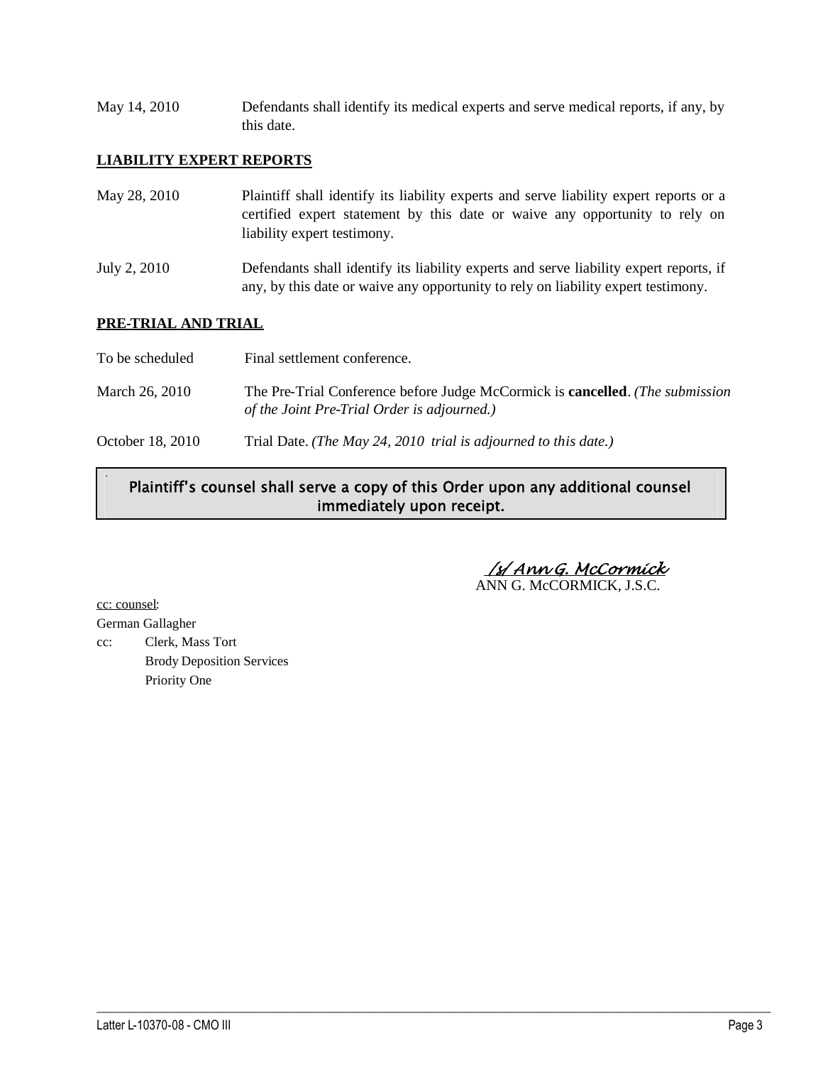| | |
|---|---|
| May 14, 2010 | Defendants shall identify its medical experts and serve medical reports, if any, by this date. |

**LIABILITY EXPERT REPORTS**

| | |
|---|---|
| May 28, 2010 | Plaintiff shall identify its liability experts and serve liability expert reports or a certified expert statement by this date or waive any opportunity to rely on liability expert testimony. |
| July 2, 2010 | Defendants shall identify its liability experts and serve liability expert reports, if any, by this date or waive any opportunity to rely on liability expert testimony. |

**PRE-TRIAL AND TRIAL**

| | |
|---|---|
| To be scheduled | Final settlement conference. |
| March 26, 2010 | The Pre-Trial Conference before Judge McCormick is **cancelled**. *(The submission of the Joint Pre-Trial Order is adjourned.)* |
| October 18, 2010 | Trial Date. *(The May 24, 2010 trial is adjourned to this date.)* |

**Plaintiff's counsel shall serve a copy of this Order upon any additional counsel immediately upon receipt.**

/s/ Ann G. McCormick
ANN G. McCORMICK, J.S.C.

cc: counsel:
German Gallagher
cc: Clerk, Mass Tort
Brody Deposition Services
Priority One